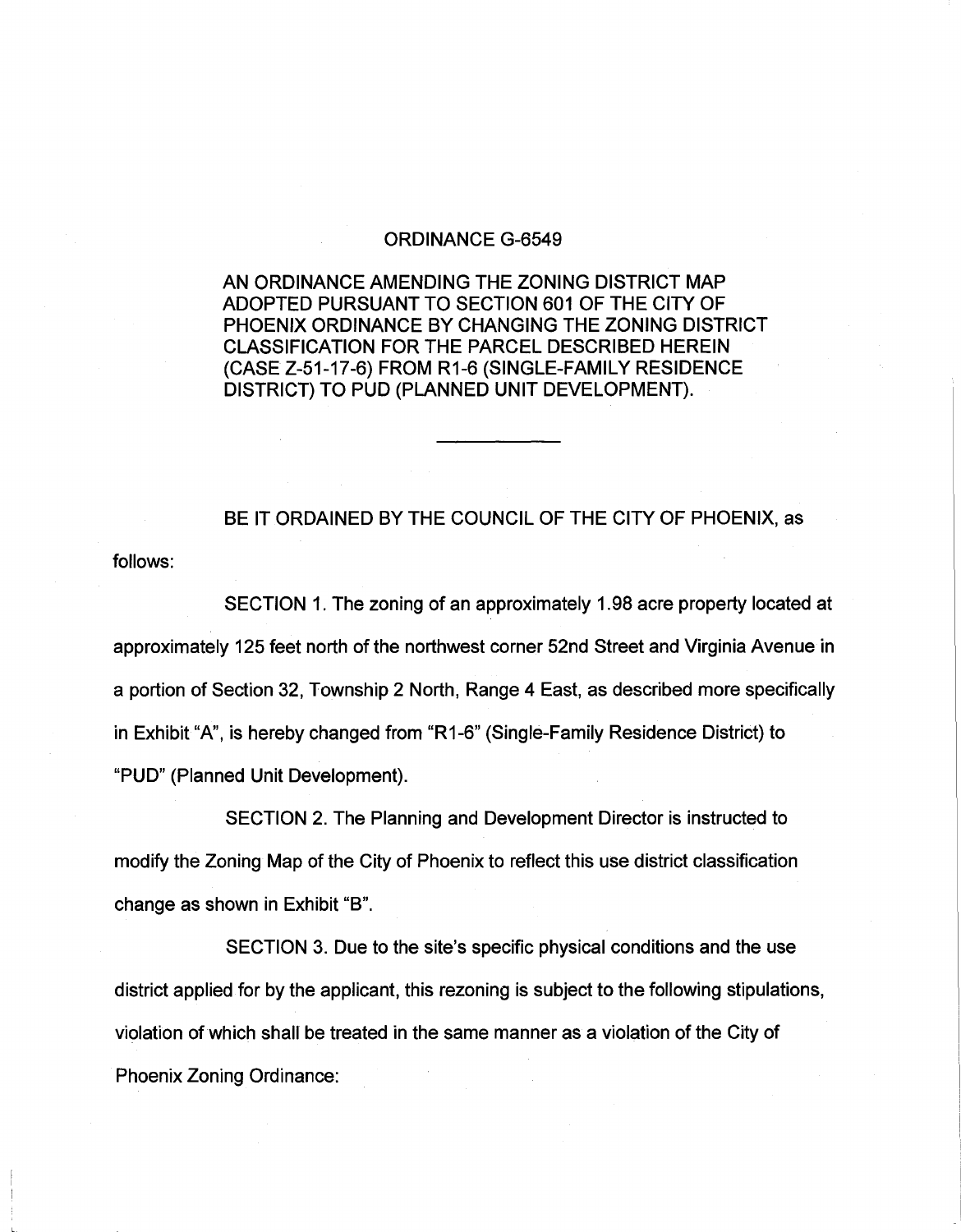# ORDINANCE G-6549

AN ORDINANCE AMENDING THE ZONING DISTRICT MAP ADOPTED PURSUANT TO SECTION 601 OF THE CITY OF PHOENIX ORDINANCE BY CHANGING THE ZONING DISTRICT CLASSIFICATION FOR THE PARCEL DESCRIBED HEREIN (CASE Z-51-17-6) FROM R1-6 (SINGLE-FAMILY RESIDENCE DISTRICT) TO PUD (PLANNED UNIT DEVELOPMENT).

---

BE IT ORDAINED BY THE COUNCIL OF THE CITY OF PHOENIX, as follows:

SECTION 1. The zoning of an approximately 1.98 acre property located at approximately 125 feet north of the northwest corner 52nd Street and Virginia Avenue in a portion of Section 32, Township 2 North, Range 4 East, as described more specifically in Exhibit "A", is hereby changed from "R1-6" (Single-Family Residence District) to "PUD" (Planned Unit Development).

SECTION 2. The Planning and Development Director is instructed to modify the Zoning Map of the City of Phoenix to reflect this use district classification change as shown in Exhibit "B".

SECTION 3. Due to the site's specific physical conditions and the use district applied for by the applicant, this rezoning is subject to the following stipulations, violation of which shall be treated in the same manner as a violation of the City of Phoenix Zoning Ordinance: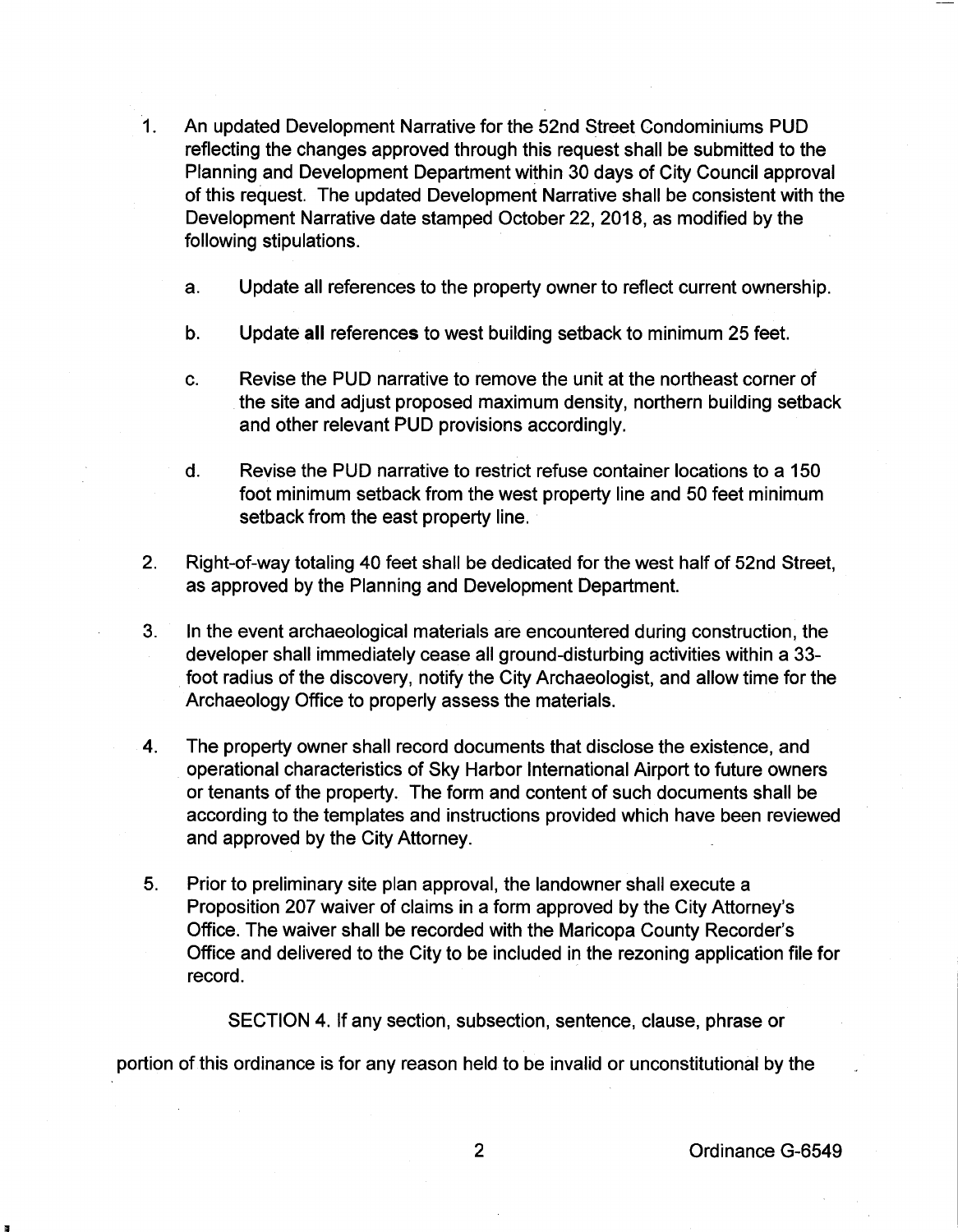1. An updated Development Narrative for the 52nd Street Condominiums PUD reflecting the changes approved through this request shall be submitted to the Planning and Development Department within 30 days of City Council approval of this request. The updated Development Narrative shall be consistent with the Development Narrative date stamped October 22, 2018, as modified by the following stipulations.

   a. Update all references to the property owner to reflect current ownership.

   b. Update **all** references to west building setback to minimum 25 feet.

   c. Revise the PUD narrative to remove the unit at the northeast corner of the site and adjust proposed maximum density, northern building setback and other relevant PUD provisions accordingly.

   d. Revise the PUD narrative to restrict refuse container locations to a 150 foot minimum setback from the west property line and 50 feet minimum setback from the east property line.

2. Right-of-way totaling 40 feet shall be dedicated for the west half of 52nd Street, as approved by the Planning and Development Department.

3. In the event archaeological materials are encountered during construction, the developer shall immediately cease all ground-disturbing activities within a 33-foot radius of the discovery, notify the City Archaeologist, and allow time for the Archaeology Office to properly assess the materials.

4. The property owner shall record documents that disclose the existence, and operational characteristics of Sky Harbor International Airport to future owners or tenants of the property. The form and content of such documents shall be according to the templates and instructions provided which have been reviewed and approved by the City Attorney.

5. Prior to preliminary site plan approval, the landowner shall execute a Proposition 207 waiver of claims in a form approved by the City Attorney's Office. The waiver shall be recorded with the Maricopa County Recorder's Office and delivered to the City to be included in the rezoning application file for record.

SECTION 4. If any section, subsection, sentence, clause, phrase or portion of this ordinance is for any reason held to be invalid or unconstitutional by the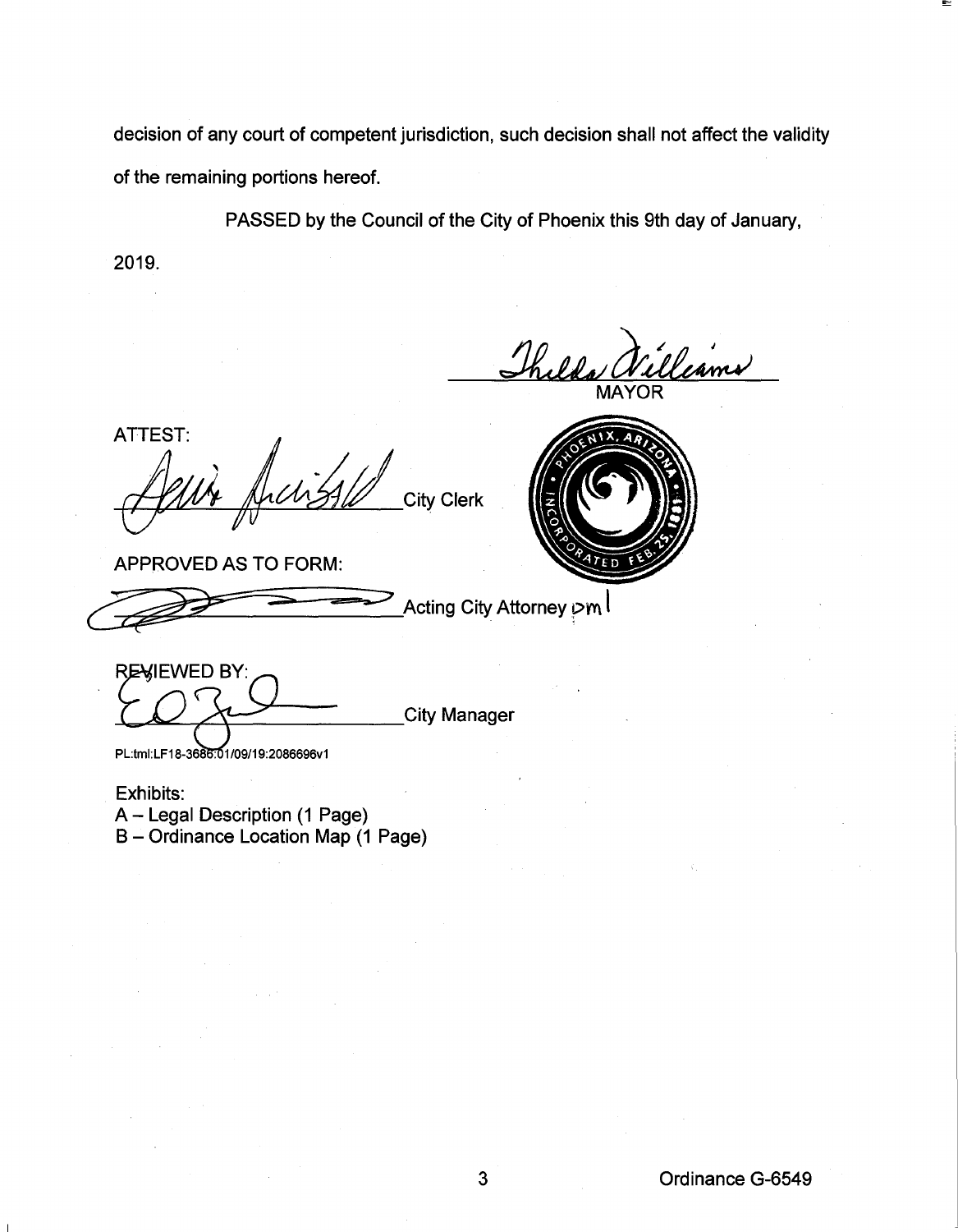decision of any court of competent jurisdiction, such decision shall not affect the validity of the remaining portions hereof.

PASSED by the Council of the City of Phoenix this 9th day of January, 2019.

MAYOR

ATTEST:

City Clerk

APPROVED AS TO FORM:

Acting City Attorney pml

REVIEWED BY:

City Manager

PL:tml:LF18-3686:01/09/19:2086696v1

Exhibits:
A – Legal Description (1 Page)
B – Ordinance Location Map (1 Page)

Ordinance G-6549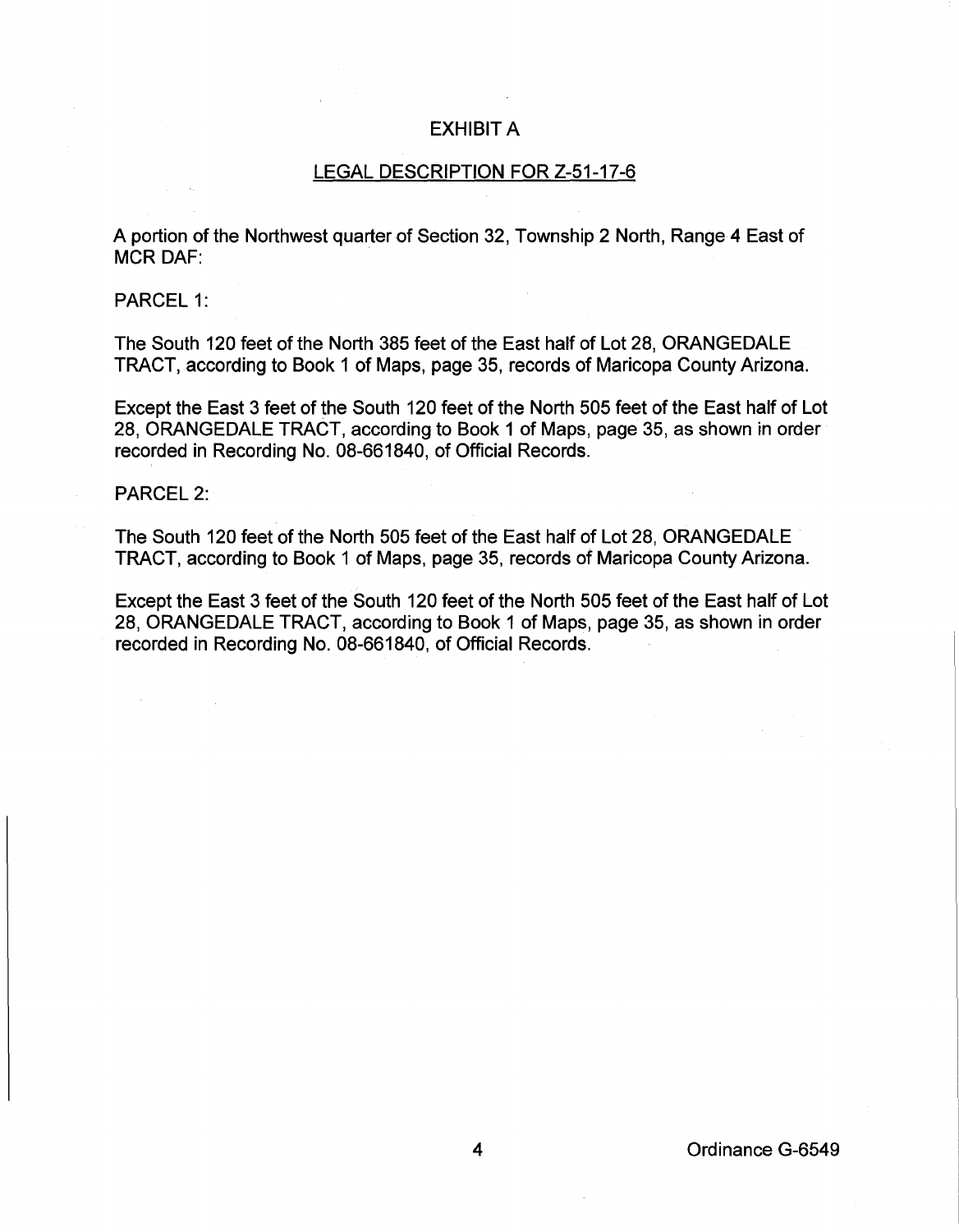# EXHIBIT A

## LEGAL DESCRIPTION FOR Z-51-17-6

A portion of the Northwest quarter of Section 32, Township 2 North, Range 4 East of MCR DAF:

PARCEL 1:

The South 120 feet of the North 385 feet of the East half of Lot 28, ORANGEDALE TRACT, according to Book 1 of Maps, page 35, records of Maricopa County Arizona.

Except the East 3 feet of the South 120 feet of the North 505 feet of the East half of Lot 28, ORANGEDALE TRACT, according to Book 1 of Maps, page 35, as shown in order recorded in Recording No. 08-661840, of Official Records.

PARCEL 2:

The South 120 feet of the North 505 feet of the East half of Lot 28, ORANGEDALE TRACT, according to Book 1 of Maps, page 35, records of Maricopa County Arizona.

Except the East 3 feet of the South 120 feet of the North 505 feet of the East half of Lot 28, ORANGEDALE TRACT, according to Book 1 of Maps, page 35, as shown in order recorded in Recording No. 08-661840, of Official Records.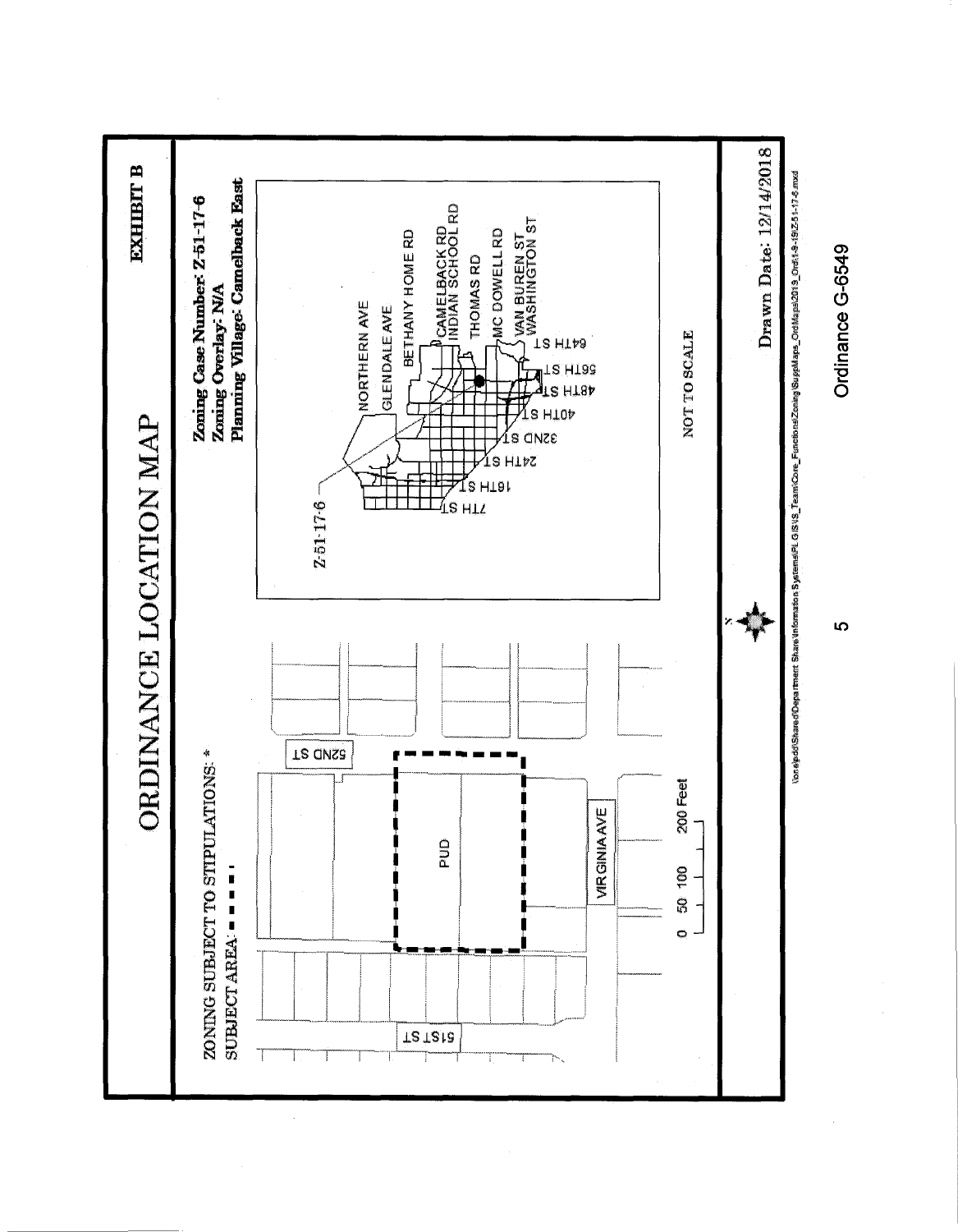# EXHIBIT B

# ORDINANCE LOCATION MAP

ZONING SUBJECT TO STIPULATIONS: *

SUBJECT AREA: - - - - -

**Zoning Case Number: Z-51-17-6**
**Zoning Overlay: N/A**
**Planning Village: Camelback East**

52ND ST

51ST ST

PUD

VIRGINIA AVE

0 50 100 200 Feet

Z-51-17-6

NORTHERN AVE
GLENDALE AVE
BETHANY HOME RD
CAMELBACK RD
INDIAN SCHOOL RD
THOMAS RD
MC DOWELL RD
VAN BUREN ST
WASHINGTON ST

7TH ST
16TH ST
24TH ST
32ND ST
40TH ST
48TH ST
56TH ST
64TH ST

NOT TO SCALE

NOT TO SCALE

N

Drawn Date: 12/14/2018

\\one\pdd\Shared\Department Share\Information Systems\PL GIS\IS_Team\Core_Functions\Zoning\SuppMaps_OrdMaps\2019_Ord\1-9-19\Z-51-17-6.mxd

Ordinance G-6549